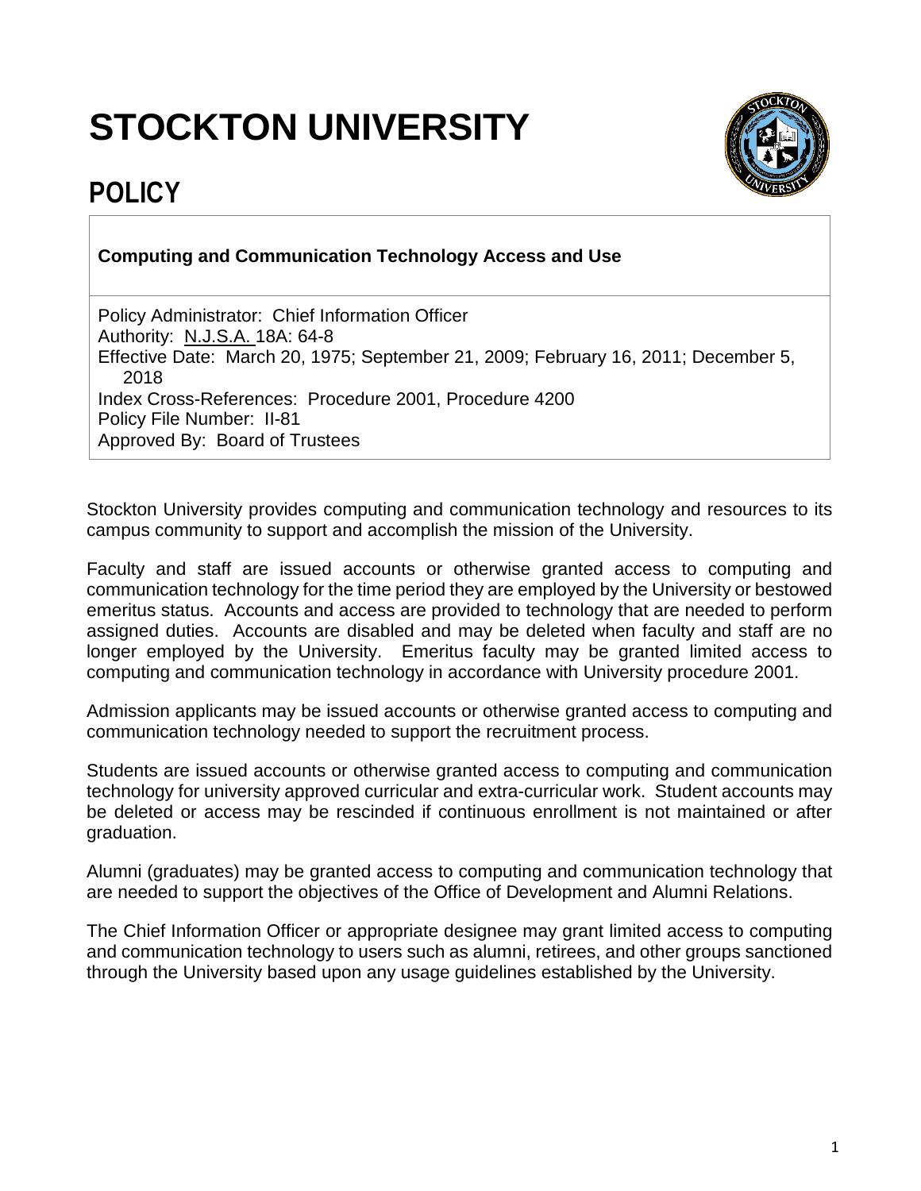# STOCKTON UNIVERSITY

## POLICY

**Computing and Communication Technology Access and Use**

Policy Administrator: Chief Information Officer
Authority: N.J.S.A. 18A: 64-8
Effective Date: March 20, 1975; September 21, 2009; February 16, 2011; December 5, 2018
Index Cross-References: Procedure 2001, Procedure 4200
Policy File Number: II-81
Approved By: Board of Trustees

Stockton University provides computing and communication technology and resources to its campus community to support and accomplish the mission of the University.

Faculty and staff are issued accounts or otherwise granted access to computing and communication technology for the time period they are employed by the University or bestowed emeritus status. Accounts and access are provided to technology that are needed to perform assigned duties. Accounts are disabled and may be deleted when faculty and staff are no longer employed by the University. Emeritus faculty may be granted limited access to computing and communication technology in accordance with University procedure 2001.

Admission applicants may be issued accounts or otherwise granted access to computing and communication technology needed to support the recruitment process.

Students are issued accounts or otherwise granted access to computing and communication technology for university approved curricular and extra-curricular work. Student accounts may be deleted or access may be rescinded if continuous enrollment is not maintained or after graduation.

Alumni (graduates) may be granted access to computing and communication technology that are needed to support the objectives of the Office of Development and Alumni Relations.

The Chief Information Officer or appropriate designee may grant limited access to computing and communication technology to users such as alumni, retirees, and other groups sanctioned through the University based upon any usage guidelines established by the University.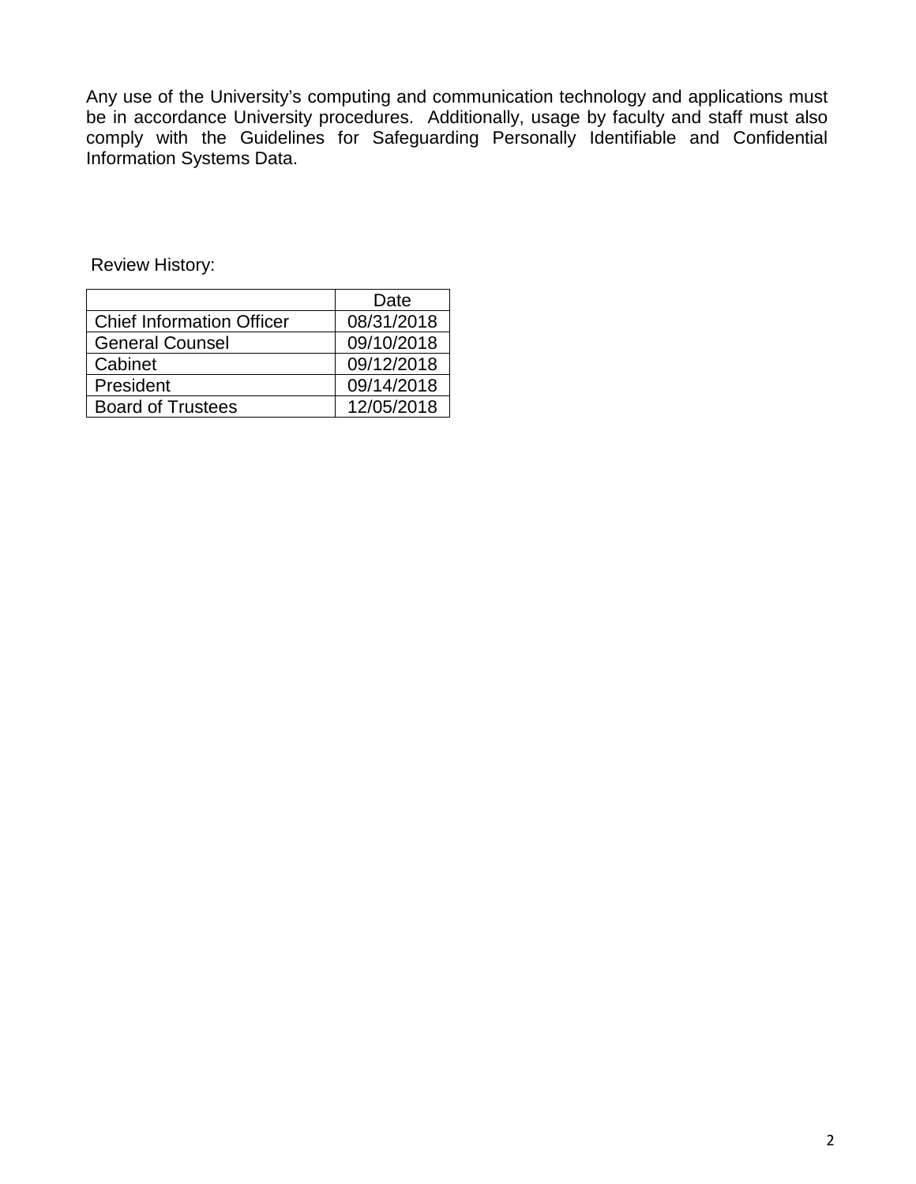Any use of the University's computing and communication technology and applications must be in accordance University procedures. Additionally, usage by faculty and staff must also comply with the Guidelines for Safeguarding Personally Identifiable and Confidential Information Systems Data.

Review History:

| | Date |
|---|---|
| Chief Information Officer | 08/31/2018 |
| General Counsel | 09/10/2018 |
| Cabinet | 09/12/2018 |
| President | 09/14/2018 |
| Board of Trustees | 12/05/2018 |